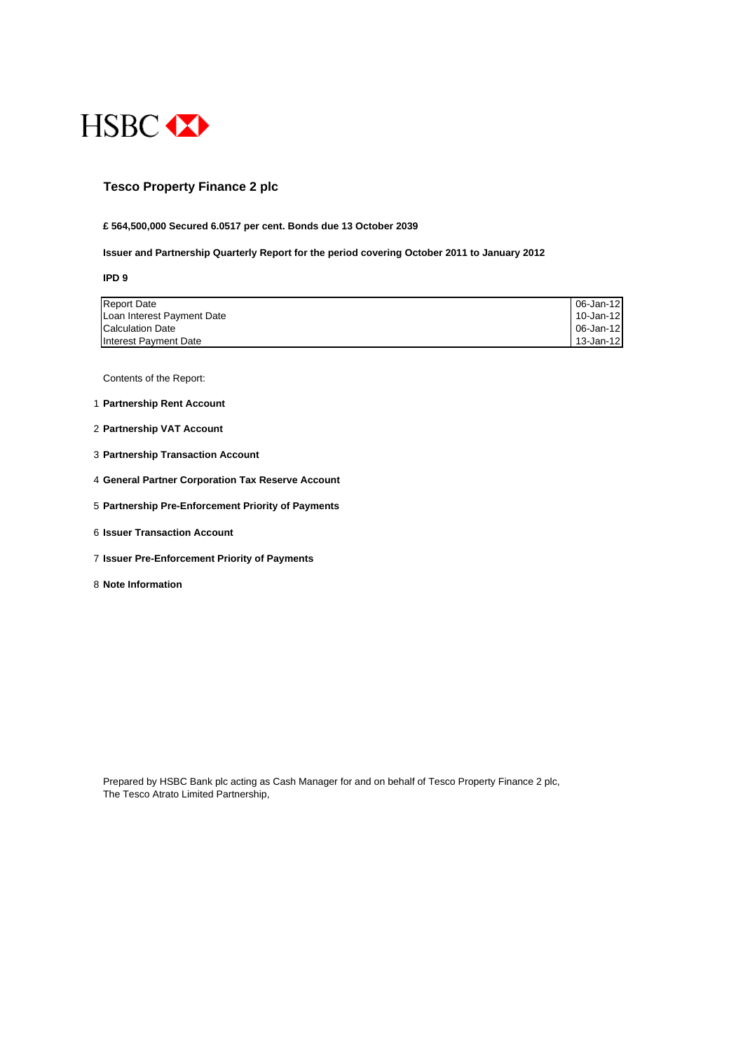HSBC

# Tesco Property Finance 2 plc

**£ 564,500,000 Secured 6.0517 per cent. Bonds due 13 October 2039**

**Issuer and Partnership Quarterly Report for the period covering October 2011 to January 2012**

**IPD 9**

| | |
|---|---|
| Report Date | 06-Jan-12 |
| Loan Interest Payment Date | 10-Jan-12 |
| Calculation Date | 06-Jan-12 |
| Interest Payment Date | 13-Jan-12 |

Contents of the Report:

1. **Partnership Rent Account**
2. **Partnership VAT Account**
3. **Partnership Transaction Account**
4. **General Partner Corporation Tax Reserve Account**
5. **Partnership Pre-Enforcement Priority of Payments**
6. **Issuer Transaction Account**
7. **Issuer Pre-Enforcement Priority of Payments**
8. **Note Information**

Prepared by HSBC Bank plc acting as Cash Manager for and on behalf of Tesco Property Finance 2 plc,
The Tesco Atrato Limited Partnership,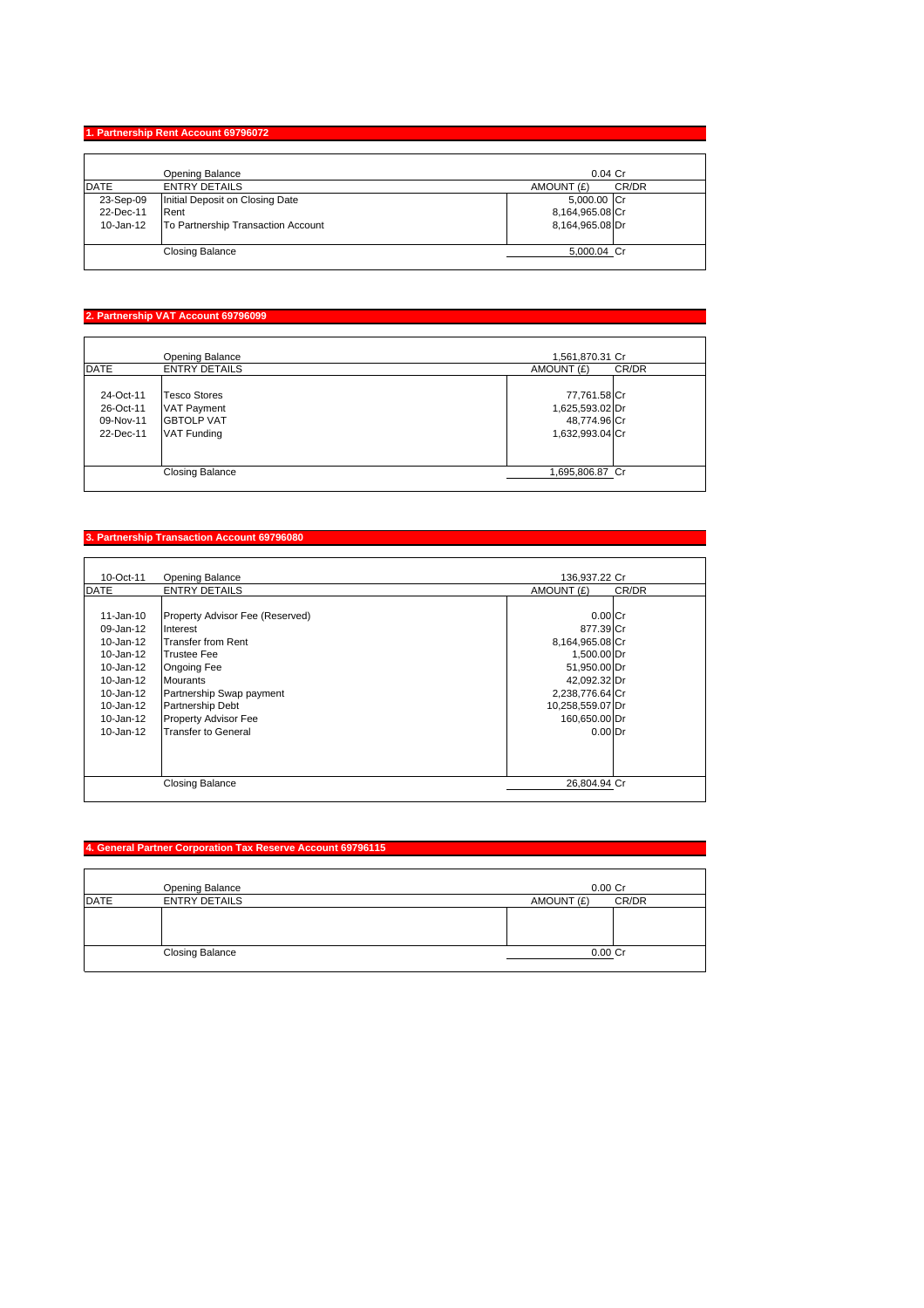## 1. Partnership Rent Account 69796072

| DATE | ENTRY DETAILS | AMOUNT (£) | CR/DR |
|---|---|---|---|
| | Opening Balance | 0.04 | Cr |
| 23-Sep-09 | Initial Deposit on Closing Date | 5,000.00 | Cr |
| 22-Dec-11 | Rent | 8,164,965.08 | Cr |
| 10-Jan-12 | To Partnership Transaction Account | 8,164,965.08 | Dr |
| | Closing Balance | 5,000.04 | Cr |

## 2. Partnership VAT Account 69796099

| DATE | ENTRY DETAILS | AMOUNT (£) | CR/DR |
|---|---|---|---|
| | Opening Balance | 1,561,870.31 | Cr |
| 24-Oct-11 | Tesco Stores | 77,761.58 | Cr |
| 26-Oct-11 | VAT Payment | 1,625,593.02 | Dr |
| 09-Nov-11 | GBTOLP VAT | 48,774.96 | Cr |
| 22-Dec-11 | VAT Funding | 1,632,993.04 | Cr |
| | Closing Balance | 1,695,806.87 | Cr |

## 3. Partnership Transaction Account 69796080

| DATE | ENTRY DETAILS | AMOUNT (£) | CR/DR |
|---|---|---|---|
| 10-Oct-11 | Opening Balance | 136,937.22 | Cr |
| 11-Jan-10 | Property Advisor Fee (Reserved) | 0.00 | Cr |
| 09-Jan-12 | Interest | 877.39 | Cr |
| 10-Jan-12 | Transfer from Rent | 8,164,965.08 | Cr |
| 10-Jan-12 | Trustee Fee | 1,500.00 | Dr |
| 10-Jan-12 | Ongoing Fee | 51,950.00 | Dr |
| 10-Jan-12 | Mourants | 42,092.32 | Dr |
| 10-Jan-12 | Partnership Swap payment | 2,238,776.64 | Cr |
| 10-Jan-12 | Partnership Debt | 10,258,559.07 | Dr |
| 10-Jan-12 | Property Advisor Fee | 160,650.00 | Dr |
| 10-Jan-12 | Transfer to General | 0.00 | Dr |
| | Closing Balance | 26,804.94 | Cr |

## 4. General Partner Corporation Tax Reserve Account 69796115

| DATE | ENTRY DETAILS | AMOUNT (£) | CR/DR |
|---|---|---|---|
| | Opening Balance | 0.00 | Cr |
| | Closing Balance | 0.00 | Cr |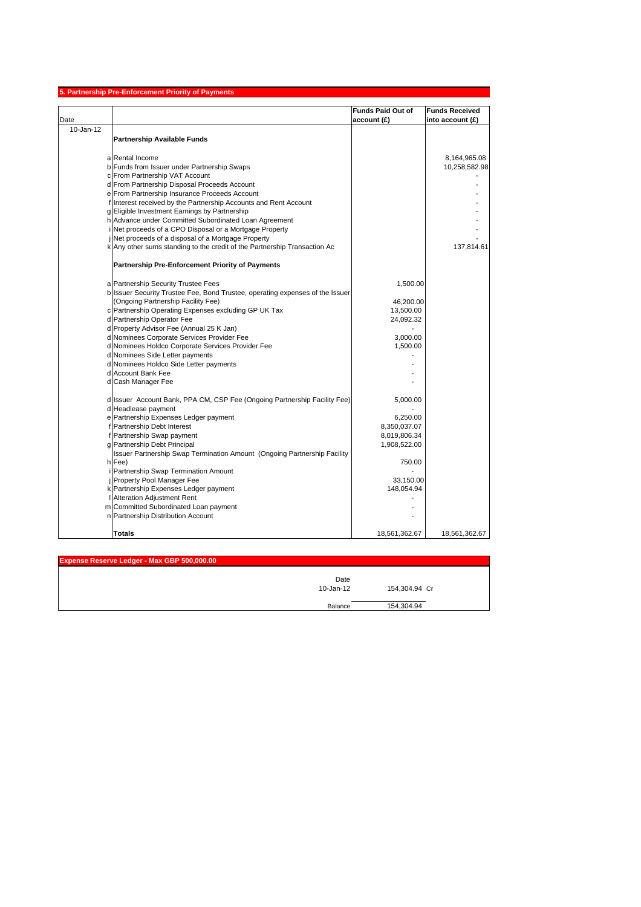## 5. Partnership Pre-Enforcement Priority of Payments

| Date | | | Funds Paid Out of account (£) | Funds Received into account (£) |
|---|---|---|---|---|
| 10-Jan-12 | | **Partnership Available Funds** | | |
| | a | Rental Income | | 8,164,965.08 |
| | b | Funds from Issuer under Partnership Swaps | | 10,258,582.98 |
| | c | From Partnership VAT Account | | - |
| | d | From Partnership Disposal Proceeds Account | | - |
| | e | From Partnership Insurance Proceeds Account | | - |
| | f | Interest received by the Partnership Accounts and Rent Account | | - |
| | g | Eligible Investment Earnings by Partnership | | - |
| | h | Advance under Committed Subordinated Loan Agreement | | - |
| | i | Net proceeds of a CPO Disposal or a Mortgage Property | | - |
| | j | Net proceeds of a disposal of a Mortgage Property | | - |
| | k | Any other sums standing to the credit of the Partnership Transaction Ac | | 137,814.61 |
| | | **Partnership Pre-Enforcement Priority of Payments** | | |
| | a | Partnership Security Trustee Fees | 1,500.00 | |
| | b | Issuer Security Trustee Fee, Bond Trustee, operating expenses of the Issuer (Ongoing Partnership Facility Fee) | 46,200.00 | |
| | c | Partnership Operating Expenses excluding GP UK Tax | 13,500.00 | |
| | d | Partnership Operator Fee | 24,092.32 | |
| | d | Property Advisor Fee (Annual 25 K Jan) | - | |
| | d | Nominees Corporate Services Provider Fee | 3,000.00 | |
| | d | Nominees Holdco Corporate Services Provider Fee | 1,500.00 | |
| | d | Nominees Side Letter payments | - | |
| | d | Nominees Holdco Side Letter payments | - | |
| | d | Account Bank Fee | - | |
| | d | Cash Manager Fee | - | |
| | d | Issuer Account Bank, PPA CM, CSP Fee (Ongoing Partnership Facility Fee) | 5,000.00 | |
| | d | Headlease payment | - | |
| | e | Partnership Expenses Ledger payment | 6,250.00 | |
| | f | Partnership Debt Interest | 8,350,037.07 | |
| | f | Partnership Swap payment | 8,019,806.34 | |
| | g | Partnership Debt Principal | 1,908,522.00 | |
| | h | Issuer Partnership Swap Termination Amount (Ongoing Partnership Facility Fee) | 750.00 | |
| | i | Partnership Swap Termination Amount | - | |
| | j | Property Pool Manager Fee | 33,150.00 | |
| | k | Partnership Expenses Ledger payment | 148,054.94 | |
| | l | Alteration Adjustment Rent | - | |
| | m | Committed Subordinated Loan payment | - | |
| | n | Partnership Distribution Account | - | |
| | | **Totals** | 18,561,362.67 | 18,561,362.67 |

## Expense Reserve Ledger - Max GBP 500,000.00

| Date | | |
|---|---|---|
| 10-Jan-12 | 154,304.94 | Cr |
| Balance | 154,304.94 | |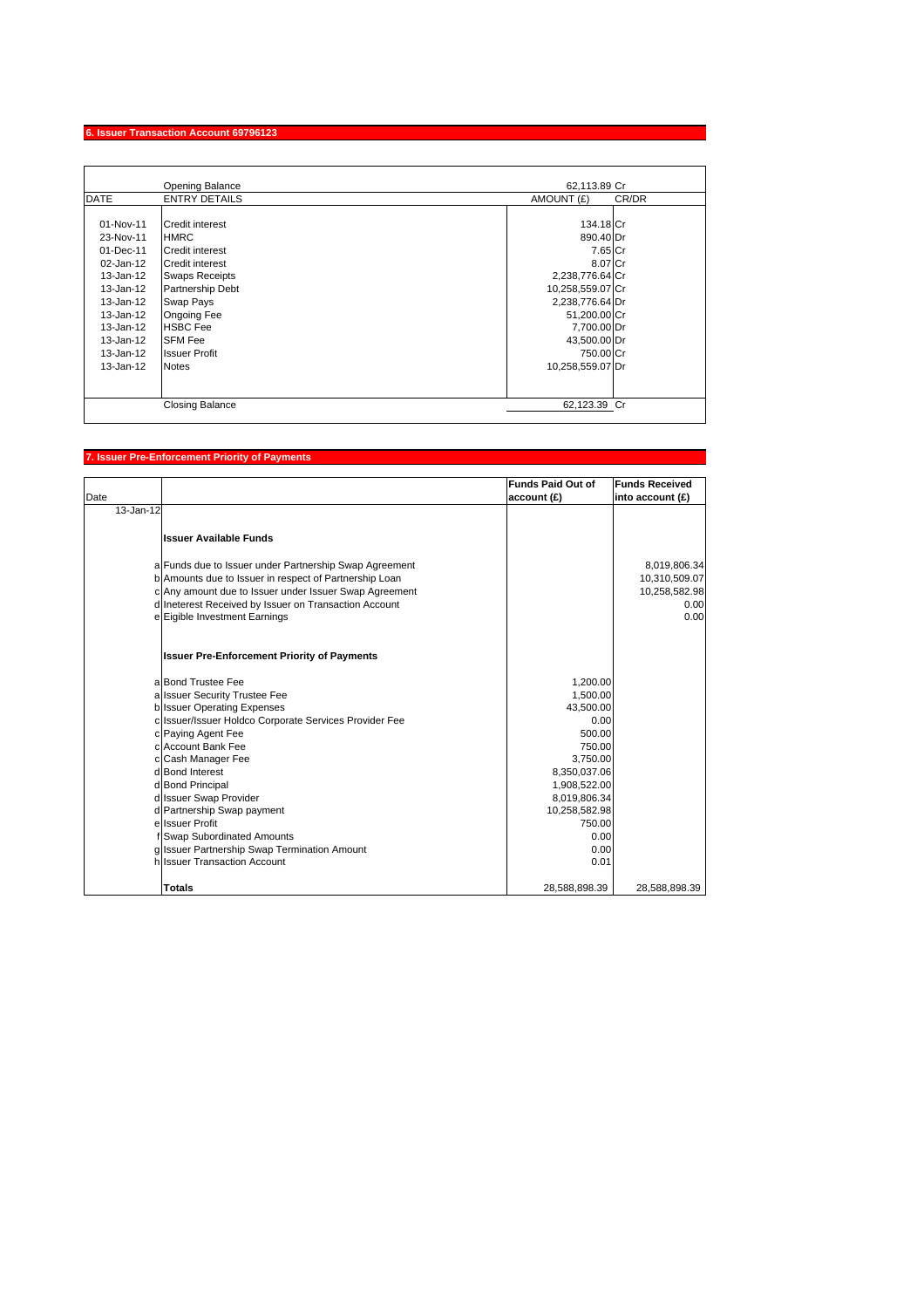## 6. Issuer Transaction Account 69796123

| DATE | ENTRY DETAILS | AMOUNT (£) | CR/DR |
|---|---|---|---|
| | Opening Balance | 62,113.89 | Cr |
| 01-Nov-11 | Credit interest | 134.18 | Cr |
| 23-Nov-11 | HMRC | 890.40 | Dr |
| 01-Dec-11 | Credit interest | 7.65 | Cr |
| 02-Jan-12 | Credit interest | 8.07 | Cr |
| 13-Jan-12 | Swaps Receipts | 2,238,776.64 | Cr |
| 13-Jan-12 | Partnership Debt | 10,258,559.07 | Cr |
| 13-Jan-12 | Swap Pays | 2,238,776.64 | Dr |
| 13-Jan-12 | Ongoing Fee | 51,200.00 | Cr |
| 13-Jan-12 | HSBC Fee | 7,700.00 | Dr |
| 13-Jan-12 | SFM Fee | 43,500.00 | Dr |
| 13-Jan-12 | Issuer Profit | 750.00 | Cr |
| 13-Jan-12 | Notes | 10,258,559.07 | Dr |
| | Closing Balance | 62,123.39 | Cr |

## 7. Issuer Pre-Enforcement Priority of Payments

| Date | | | Funds Paid Out of account (£) | Funds Received into account (£) |
|---|---|---|---|---|
| 13-Jan-12 | | | | |
| | | **Issuer Available Funds** | | |
| | a | Funds due to Issuer under Partnership Swap Agreement | | 8,019,806.34 |
| | b | Amounts due to Issuer in respect of Partnership Loan | | 10,310,509.07 |
| | c | Any amount due to Issuer under Issuer Swap Agreement | | 10,258,582.98 |
| | d | Ineterest Received by Issuer on Transaction Account | | 0.00 |
| | e | Eigible Investment Earnings | | 0.00 |
| | | **Issuer Pre-Enforcement Priority of Payments** | | |
| | a | Bond Trustee Fee | 1,200.00 | |
| | a | Issuer Security Trustee Fee | 1,500.00 | |
| | b | Issuer Operating Expenses | 43,500.00 | |
| | c | Issuer/Issuer Holdco Corporate Services Provider Fee | 0.00 | |
| | c | Paying Agent Fee | 500.00 | |
| | c | Account Bank Fee | 750.00 | |
| | c | Cash Manager Fee | 3,750.00 | |
| | d | Bond Interest | 8,350,037.06 | |
| | d | Bond Principal | 1,908,522.00 | |
| | d | Issuer Swap Provider | 8,019,806.34 | |
| | d | Partnership Swap payment | 10,258,582.98 | |
| | e | Issuer Profit | 750.00 | |
| | f | Swap Subordinated Amounts | 0.00 | |
| | g | Issuer Partnership Swap Termination Amount | 0.00 | |
| | h | Issuer Transaction Account | 0.01 | |
| | | **Totals** | 28,588,898.39 | 28,588,898.39 |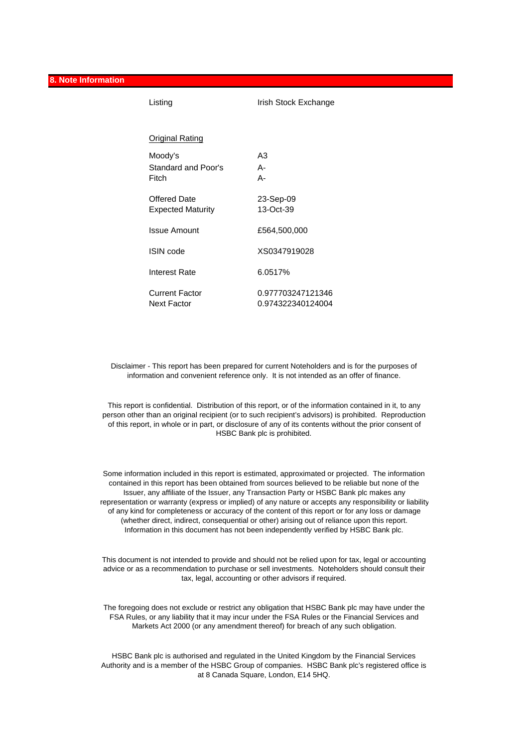## 8. Note Information

| | |
|---|---|
| Listing | Irish Stock Exchange |
| **Original Rating** | |
| Moody's | A3 |
| Standard and Poor's | A- |
| Fitch | A- |
| Offered Date | 23-Sep-09 |
| Expected Maturity | 13-Oct-39 |
| Issue Amount | £564,500,000 |
| ISIN code | XS0347919028 |
| Interest Rate | 6.0517% |
| Current Factor | 0.977703247121346 |
| Next Factor | 0.974322340124004 |

Disclaimer - This report has been prepared for current Noteholders and is for the purposes of information and convenient reference only. It is not intended as an offer of finance.

This report is confidential. Distribution of this report, or of the information contained in it, to any person other than an original recipient (or to such recipient's advisors) is prohibited. Reproduction of this report, in whole or in part, or disclosure of any of its contents without the prior consent of HSBC Bank plc is prohibited.

Some information included in this report is estimated, approximated or projected. The information contained in this report has been obtained from sources believed to be reliable but none of the Issuer, any affiliate of the Issuer, any Transaction Party or HSBC Bank plc makes any representation or warranty (express or implied) of any nature or accepts any responsibility or liability of any kind for completeness or accuracy of the content of this report or for any loss or damage (whether direct, indirect, consequential or other) arising out of reliance upon this report. Information in this document has not been independently verified by HSBC Bank plc.

This document is not intended to provide and should not be relied upon for tax, legal or accounting advice or as a recommendation to purchase or sell investments. Noteholders should consult their tax, legal, accounting or other advisors if required.

The foregoing does not exclude or restrict any obligation that HSBC Bank plc may have under the FSA Rules, or any liability that it may incur under the FSA Rules or the Financial Services and Markets Act 2000 (or any amendment thereof) for breach of any such obligation.

HSBC Bank plc is authorised and regulated in the United Kingdom by the Financial Services Authority and is a member of the HSBC Group of companies. HSBC Bank plc's registered office is at 8 Canada Square, London, E14 5HQ.